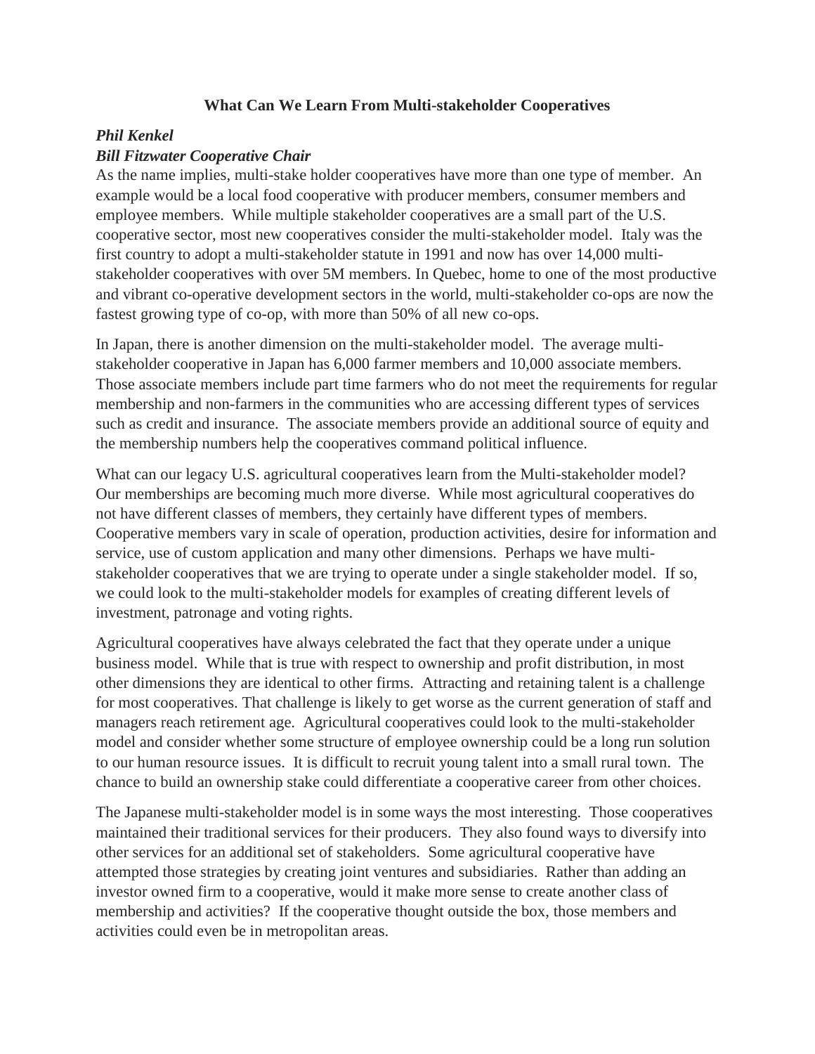# What Can We Learn From Multi-stakeholder Cooperatives

***Phil Kenkel***
***Bill Fitzwater Cooperative Chair***

As the name implies, multi-stake holder cooperatives have more than one type of member. An example would be a local food cooperative with producer members, consumer members and employee members. While multiple stakeholder cooperatives are a small part of the U.S. cooperative sector, most new cooperatives consider the multi-stakeholder model. Italy was the first country to adopt a multi-stakeholder statute in 1991 and now has over 14,000 multi-stakeholder cooperatives with over 5M members. In Quebec, home to one of the most productive and vibrant co-operative development sectors in the world, multi-stakeholder co-ops are now the fastest growing type of co-op, with more than 50% of all new co-ops.

In Japan, there is another dimension on the multi-stakeholder model. The average multi-stakeholder cooperative in Japan has 6,000 farmer members and 10,000 associate members. Those associate members include part time farmers who do not meet the requirements for regular membership and non-farmers in the communities who are accessing different types of services such as credit and insurance. The associate members provide an additional source of equity and the membership numbers help the cooperatives command political influence.

What can our legacy U.S. agricultural cooperatives learn from the Multi-stakeholder model? Our memberships are becoming much more diverse. While most agricultural cooperatives do not have different classes of members, they certainly have different types of members. Cooperative members vary in scale of operation, production activities, desire for information and service, use of custom application and many other dimensions. Perhaps we have multi-stakeholder cooperatives that we are trying to operate under a single stakeholder model. If so, we could look to the multi-stakeholder models for examples of creating different levels of investment, patronage and voting rights.

Agricultural cooperatives have always celebrated the fact that they operate under a unique business model. While that is true with respect to ownership and profit distribution, in most other dimensions they are identical to other firms. Attracting and retaining talent is a challenge for most cooperatives. That challenge is likely to get worse as the current generation of staff and managers reach retirement age. Agricultural cooperatives could look to the multi-stakeholder model and consider whether some structure of employee ownership could be a long run solution to our human resource issues. It is difficult to recruit young talent into a small rural town. The chance to build an ownership stake could differentiate a cooperative career from other choices.

The Japanese multi-stakeholder model is in some ways the most interesting. Those cooperatives maintained their traditional services for their producers. They also found ways to diversify into other services for an additional set of stakeholders. Some agricultural cooperative have attempted those strategies by creating joint ventures and subsidiaries. Rather than adding an investor owned firm to a cooperative, would it make more sense to create another class of membership and activities? If the cooperative thought outside the box, those members and activities could even be in metropolitan areas.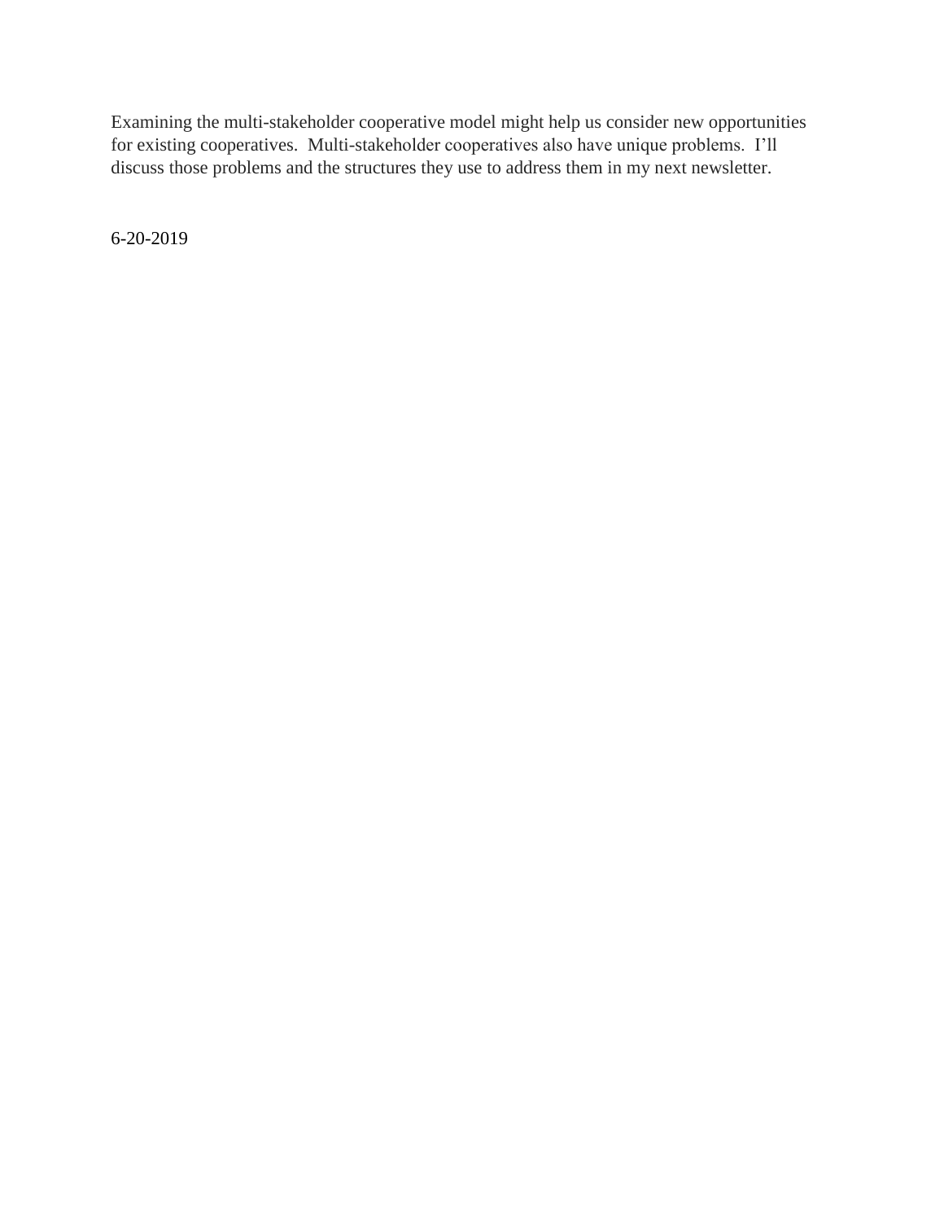Examining the multi-stakeholder cooperative model might help us consider new opportunities for existing cooperatives. Multi-stakeholder cooperatives also have unique problems. I'll discuss those problems and the structures they use to address them in my next newsletter.

6-20-2019